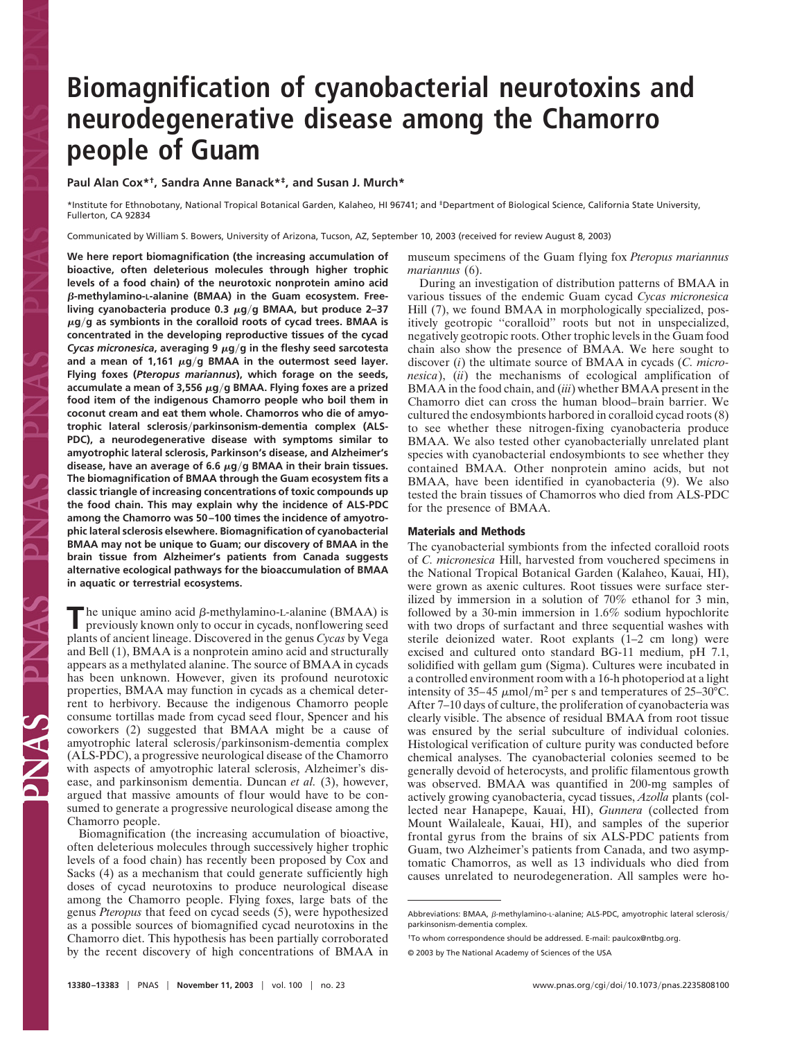# Biomagnification of cyanobacterial neurotoxins and neurodegenerative disease among the Chamorro people of Guam

**Paul Alan Cox*†, Sandra Anne Banack*‡, and Susan J. Murch***

*Institute for Ethnobotany, National Tropical Botanical Garden, Kalaheo, HI 96741; and ‡Department of Biological Science, California State University, Fullerton, CA 92834

Communicated by William S. Bowers, University of Arizona, Tucson, AZ, September 10, 2003 (received for review August 8, 2003)

**We here report biomagnification (the increasing accumulation of bioactive, often deleterious molecules through higher trophic levels of a food chain) of the neurotoxic nonprotein amino acid β-methylamino-L-alanine (BMAA) in the Guam ecosystem. Free-living cyanobacteria produce 0.3 μg/g BMAA, but produce 2–37 μg/g as symbionts in the coralloid roots of cycad trees. BMAA is concentrated in the developing reproductive tissues of the cycad *Cycas micronesica*, averaging 9 μg/g in the fleshy seed sarcotesta and a mean of 1,161 μg/g BMAA in the outermost seed layer. Flying foxes (*Pteropus mariannus*), which forage on the seeds, accumulate a mean of 3,556 μg/g BMAA. Flying foxes are a prized food item of the indigenous Chamorro people who boil them in coconut cream and eat them whole. Chamorros who die of amyotrophic lateral sclerosis/parkinsonism-dementia complex (ALS-PDC), a neurodegenerative disease with symptoms similar to amyotrophic lateral sclerosis, Parkinson's disease, and Alzheimer's disease, have an average of 6.6 μg/g BMAA in their brain tissues. The biomagnification of BMAA through the Guam ecosystem fits a classic triangle of increasing concentrations of toxic compounds up the food chain. This may explain why the incidence of ALS-PDC among the Chamorro was 50–100 times the incidence of amyotrophic lateral sclerosis elsewhere. Biomagnification of cyanobacterial BMAA may not be unique to Guam; our discovery of BMAA in the brain tissue from Alzheimer's patients from Canada suggests alternative ecological pathways for the bioaccumulation of BMAA in aquatic or terrestrial ecosystems.**

The unique amino acid β-methylamino-L-alanine (BMAA) is previously known only to occur in cycads, nonflowering seed plants of ancient lineage. Discovered in the genus *Cycas* by Vega and Bell (1), BMAA is a nonprotein amino acid and structurally appears as a methylated alanine. The source of BMAA in cycads has been unknown. However, given its profound neurotoxic properties, BMAA may function in cycads as a chemical deterrent to herbivory. Because the indigenous Chamorro people consume tortillas made from cycad seed flour, Spencer and his coworkers (2) suggested that BMAA might be a cause of amyotrophic lateral sclerosis/parkinsonism-dementia complex (ALS-PDC), a progressive neurological disease of the Chamorro with aspects of amyotrophic lateral sclerosis, Alzheimer's disease, and parkinsonism dementia. Duncan *et al.* (3), however, argued that massive amounts of flour would have to be consumed to generate a progressive neurological disease among the Chamorro people.

Biomagnification (the increasing accumulation of bioactive, often deleterious molecules through successively higher trophic levels of a food chain) has recently been proposed by Cox and Sacks (4) as a mechanism that could generate sufficiently high doses of cycad neurotoxins to produce neurological disease among the Chamorro people. Flying foxes, large bats of the genus *Pteropus* that feed on cycad seeds (5), were hypothesized as a possible sources of biomagnified cycad neurotoxins in the Chamorro diet. This hypothesis has been partially corroborated by the recent discovery of high concentrations of BMAA in museum specimens of the Guam flying fox *Pteropus mariannus mariannus* (6).

During an investigation of distribution patterns of BMAA in various tissues of the endemic Guam cycad *Cycas micronesica* Hill (7), we found BMAA in morphologically specialized, positively geotropic "coralloid" roots but not in unspecialized, negatively geotropic roots. Other trophic levels in the Guam food chain also show the presence of BMAA. We here sought to discover (*i*) the ultimate source of BMAA in cycads (*C. micronesica*), (*ii*) the mechanisms of ecological amplification of BMAA in the food chain, and (*iii*) whether BMAA present in the Chamorro diet can cross the human blood–brain barrier. We cultured the endosymbionts harbored in coralloid cycad roots (8) to see whether these nitrogen-fixing cyanobacteria produce BMAA. We also tested other cyanobacterially unrelated plant species with cyanobacterial endosymbionts to see whether they contained BMAA. Other nonprotein amino acids, but not BMAA, have been identified in cyanobacteria (9). We also tested the brain tissues of Chamorros who died from ALS-PDC for the presence of BMAA.

## Materials and Methods

The cyanobacterial symbionts from the infected coralloid roots of *C. micronesica* Hill, harvested from vouchered specimens in the National Tropical Botanical Garden (Kalaheo, Kauai, HI), were grown as axenic cultures. Root tissues were surface sterilized by immersion in a solution of 70% ethanol for 3 min, followed by a 30-min immersion in 1.6% sodium hypochlorite with two drops of surfactant and three sequential washes with sterile deionized water. Root explants (1–2 cm long) were excised and cultured onto standard BG-11 medium, pH 7.1, solidified with gellam gum (Sigma). Cultures were incubated in a controlled environment room with a 16-h photoperiod at a light intensity of 35–45 $\mu mol/m^2$ per s and temperatures of 25–30°C. After 7–10 days of culture, the proliferation of cyanobacteria was clearly visible. The absence of residual BMAA from root tissue was ensured by the serial subculture of individual colonies. Histological verification of culture purity was conducted before chemical analyses. The cyanobacterial colonies seemed to be generally devoid of heterocysts, and prolific filamentous growth was observed. BMAA was quantified in 200-mg samples of actively growing cyanobacteria, cycad tissues, *Azolla* plants (collected near Hanapepe, Kauai, HI), *Gunnera* (collected from Mount Wailaleale, Kauai, HI), and samples of the superior frontal gyrus from the brains of six ALS-PDC patients from Guam, two Alzheimer's patients from Canada, and two asymptomatic Chamorros, as well as 13 individuals who died from causes unrelated to neurodegeneration. All samples were ho-

Abbreviations: BMAA, β-methylamino-L-alanine; ALS-PDC, amyotrophic lateral sclerosis/parkinsonism-dementia complex.

†To whom correspondence should be addressed. E-mail: paulcox@ntbg.org.

© 2003 by The National Academy of Sciences of the USA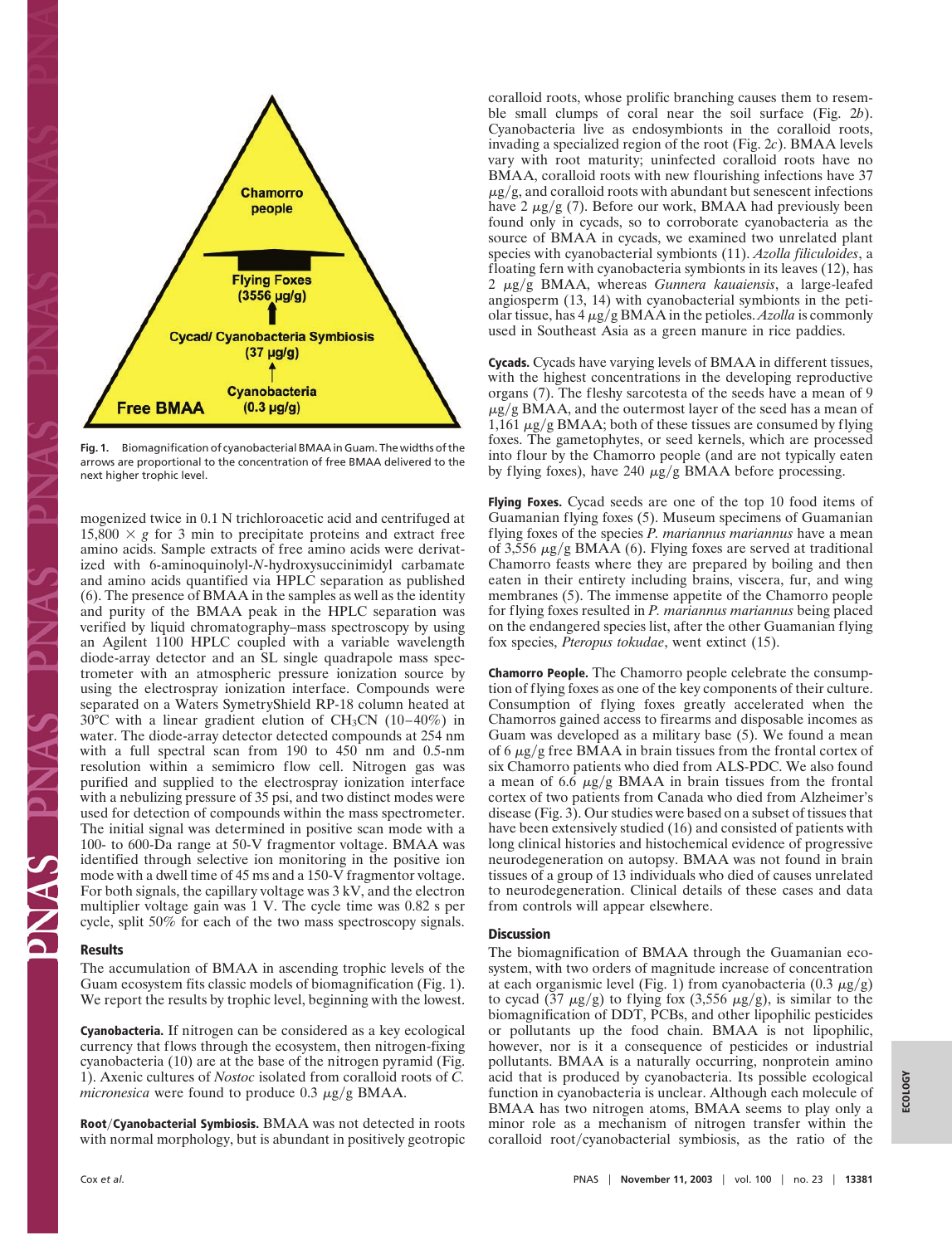Fig. 1. Biomagnification of cyanobacterial BMAA in Guam. The widths of the arrows are proportional to the concentration of free BMAA delivered to the next higher trophic level.

mogenized twice in 0.1 N trichloroacetic acid and centrifuged at $15,800 \times g$ for 3 min to precipitate proteins and extract free amino acids. Sample extracts of free amino acids were derivatized with 6-aminoquinolyl-*N*-hydroxysuccinimidyl carbamate and amino acids quantified via HPLC separation as published (6). The presence of BMAA in the samples as well as the identity and purity of the BMAA peak in the HPLC separation was verified by liquid chromatography–mass spectroscopy by using an Agilent 1100 HPLC coupled with a variable wavelength diode-array detector and an SL single quadrapole mass spectrometer with an atmospheric pressure ionization source by using the electrospray ionization interface. Compounds were separated on a Waters SymetryShield RP-18 column heated at 30°C with a linear gradient elution of $CH_3CN$ (10–40%) in water. The diode-array detector detected compounds at 254 nm with a full spectral scan from 190 to 450 nm and 0.5-nm resolution within a semimicro flow cell. Nitrogen gas was purified and supplied to the electrospray ionization interface with a nebulizing pressure of 35 psi, and two distinct modes were used for detection of compounds within the mass spectrometer. The initial signal was determined in positive scan mode with a 100- to 600-Da range at 50-V fragmentor voltage. BMAA was identified through selective ion monitoring in the positive ion mode with a dwell time of 45 ms and a 150-V fragmentor voltage. For both signals, the capillary voltage was 3 kV, and the electron multiplier voltage gain was 1 V. The cycle time was 0.82 s per cycle, split 50% for each of the two mass spectroscopy signals.

## Results

The accumulation of BMAA in ascending trophic levels of the Guam ecosystem fits classic models of biomagnification (Fig. 1). We report the results by trophic level, beginning with the lowest.

**Cyanobacteria.** If nitrogen can be considered as a key ecological currency that flows through the ecosystem, then nitrogen-fixing cyanobacteria (10) are at the base of the nitrogen pyramid (Fig. 1). Axenic cultures of *Nostoc* isolated from coralloid roots of *C. micronesica* were found to produce 0.3 μg/g BMAA.

**Root/Cyanobacterial Symbiosis.** BMAA was not detected in roots with normal morphology, but is abundant in positively geotropic coralloid roots, whose prolific branching causes them to resemble small clumps of coral near the soil surface (Fig. 2*b*). Cyanobacteria live as endosymbionts in the coralloid roots, invading a specialized region of the root (Fig. 2*c*). BMAA levels vary with root maturity; uninfected coralloid roots have no BMAA, coralloid roots with new flourishing infections have 37 μg/g, and coralloid roots with abundant but senescent infections have 2 μg/g (7). Before our work, BMAA had previously been found only in cycads, so to corroborate cyanobacteria as the source of BMAA in cycads, we examined two unrelated plant species with cyanobacterial symbionts (11). *Azolla filiculoides*, a floating fern with cyanobacteria symbionts in its leaves (12), has 2 μg/g BMAA, whereas *Gunnera kauaiensis*, a large-leafed angiosperm (13, 14) with cyanobacterial symbionts in the petiolar tissue, has 4 μg/g BMAA in the petioles. *Azolla* is commonly used in Southeast Asia as a green manure in rice paddies.

**Cycads.** Cycads have varying levels of BMAA in different tissues, with the highest concentrations in the developing reproductive organs (7). The fleshy sarcotesta of the seeds have a mean of 9 μg/g BMAA, and the outermost layer of the seed has a mean of 1,161 μg/g BMAA; both of these tissues are consumed by flying foxes. The gametophytes, or seed kernels, which are processed into flour by the Chamorro people (and are not typically eaten by flying foxes), have 240 μg/g BMAA before processing.

**Flying Foxes.** Cycad seeds are one of the top 10 food items of Guamanian flying foxes (5). Museum specimens of Guamanian flying foxes of the species *P. mariannus mariannus* have a mean of 3,556 μg/g BMAA (6). Flying foxes are served at traditional Chamorro feasts where they are prepared by boiling and then eaten in their entirety including brains, viscera, fur, and wing membranes (5). The immense appetite of the Chamorro people for flying foxes resulted in *P. mariannus mariannus* being placed on the endangered species list, after the other Guamanian flying fox species, *Pteropus tokudae*, went extinct (15).

**Chamorro People.** The Chamorro people celebrate the consumption of flying foxes as one of the key components of their culture. Consumption of flying foxes greatly accelerated when the Chamorros gained access to firearms and disposable incomes as Guam was developed as a military base (5). We found a mean of 6 μg/g free BMAA in brain tissues from the frontal cortex of six Chamorro patients who died from ALS-PDC. We also found a mean of 6.6 μg/g BMAA in brain tissues from the frontal cortex of two patients from Canada who died from Alzheimer's disease (Fig. 3). Our studies were based on a subset of tissues that have been extensively studied (16) and consisted of patients with long clinical histories and histochemical evidence of progressive neurodegeneration on autopsy. BMAA was not found in brain tissues of a group of 13 individuals who died of causes unrelated to neurodegeneration. Clinical details of these cases and data from controls will appear elsewhere.

## Discussion

The biomagnification of BMAA through the Guamanian ecosystem, with two orders of magnitude increase of concentration at each organismic level (Fig. 1) from cyanobacteria (0.3 μg/g) to cycad (37 μg/g) to flying fox (3,556 μg/g), is similar to the biomagnification of DDT, PCBs, and other lipophilic pesticides or pollutants up the food chain. BMAA is not lipophilic, however, nor is it a consequence of pesticides or industrial pollutants. BMAA is a naturally occurring, nonprotein amino acid that is produced by cyanobacteria. Its possible ecological function in cyanobacteria is unclear. Although each molecule of BMAA has two nitrogen atoms, BMAA seems to play only a minor role as a mechanism of nitrogen transfer within the coralloid root/cyanobacterial symbiosis, as the ratio of the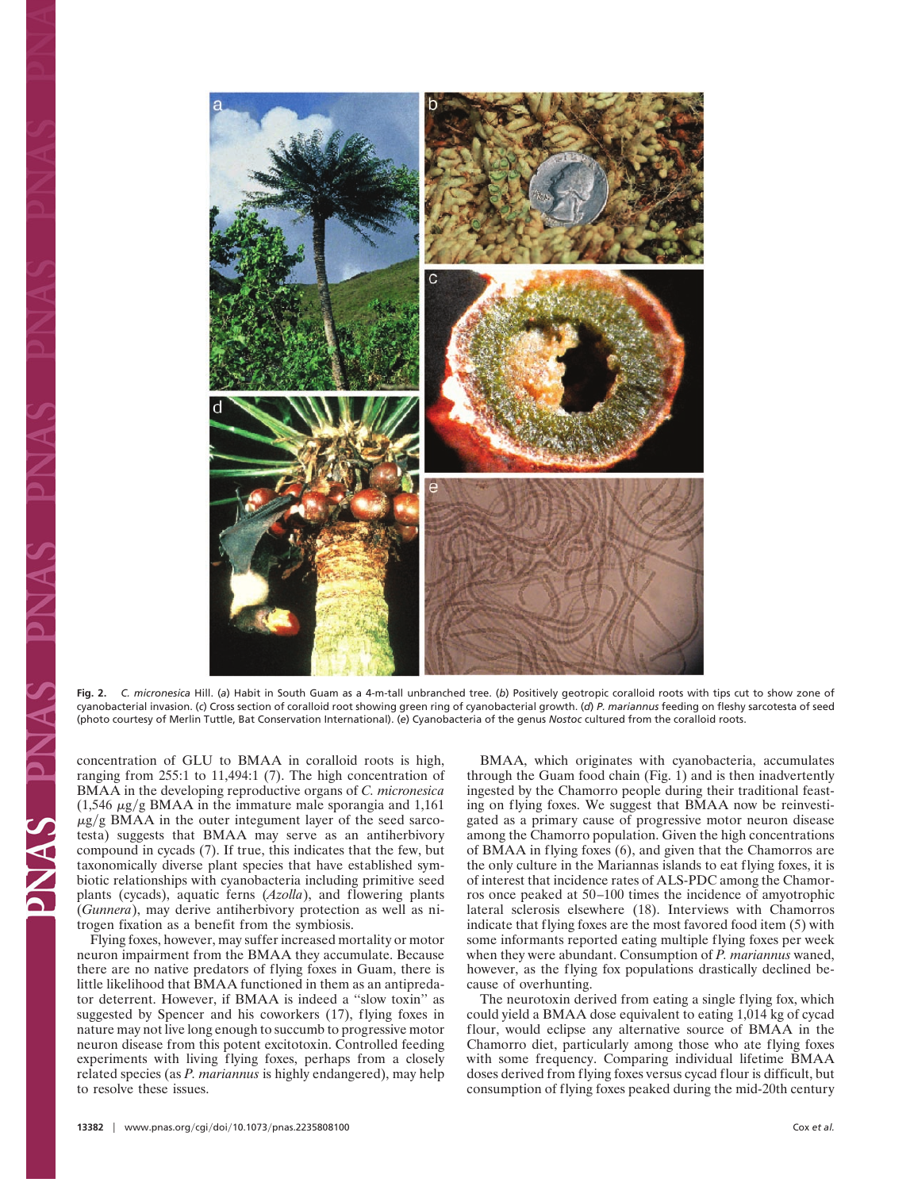**Fig. 2.** *C. micronesica* Hill. (*a*) Habit in South Guam as a 4-m-tall unbranched tree. (*b*) Positively geotropic coralloid roots with tips cut to show zone of cyanobacterial invasion. (*c*) Cross section of coralloid root showing green ring of cyanobacterial growth. (*d*) *P. mariannus* feeding on fleshy sarcotesta of seed (photo courtesy of Merlin Tuttle, Bat Conservation International). (*e*) Cyanobacteria of the genus *Nostoc* cultured from the coralloid roots.

concentration of GLU to BMAA in coralloid roots is high, ranging from 255:1 to 11,494:1 (7). The high concentration of BMAA in the developing reproductive organs of *C. micronesica* (1,546 $\mu$g/g BMAA in the immature male sporangia and 1,161 $\mu$g/g BMAA in the outer integument layer of the seed sarcotesta) suggests that BMAA may serve as an antiherbivory compound in cycads (7). If true, this indicates that the few, but taxonomically diverse plant species that have established symbiotic relationships with cyanobacteria including primitive seed plants (cycads), aquatic ferns (*Azolla*), and flowering plants (*Gunnera*), may derive antiherbivory protection as well as nitrogen fixation as a benefit from the symbiosis.

Flying foxes, however, may suffer increased mortality or motor neuron impairment from the BMAA they accumulate. Because there are no native predators of flying foxes in Guam, there is little likelihood that BMAA functioned in them as an antipredator deterrent. However, if BMAA is indeed a "slow toxin" as suggested by Spencer and his coworkers (17), flying foxes in nature may not live long enough to succumb to progressive motor neuron disease from this potent excitotoxin. Controlled feeding experiments with living flying foxes, perhaps from a closely related species (as *P. mariannus* is highly endangered), may help to resolve these issues.

BMAA, which originates with cyanobacteria, accumulates through the Guam food chain (Fig. 1) and is then inadvertently ingested by the Chamorro people during their traditional feasting on flying foxes. We suggest that BMAA now be reinvestigated as a primary cause of progressive motor neuron disease among the Chamorro population. Given the high concentrations of BMAA in flying foxes (6), and given that the Chamorros are the only culture in the Mariannas islands to eat flying foxes, it is of interest that incidence rates of ALS-PDC among the Chamorros once peaked at 50–100 times the incidence of amyotrophic lateral sclerosis elsewhere (18). Interviews with Chamorros indicate that flying foxes are the most favored food item (5) with some informants reported eating multiple flying foxes per week when they were abundant. Consumption of *P. mariannus* waned, however, as the flying fox populations drastically declined because of overhunting.

The neurotoxin derived from eating a single flying fox, which could yield a BMAA dose equivalent to eating 1,014 kg of cycad flour, would eclipse any alternative source of BMAA in the Chamorro diet, particularly among those who ate flying foxes with some frequency. Comparing individual lifetime BMAA doses derived from flying foxes versus cycad flour is difficult, but consumption of flying foxes peaked during the mid-20th century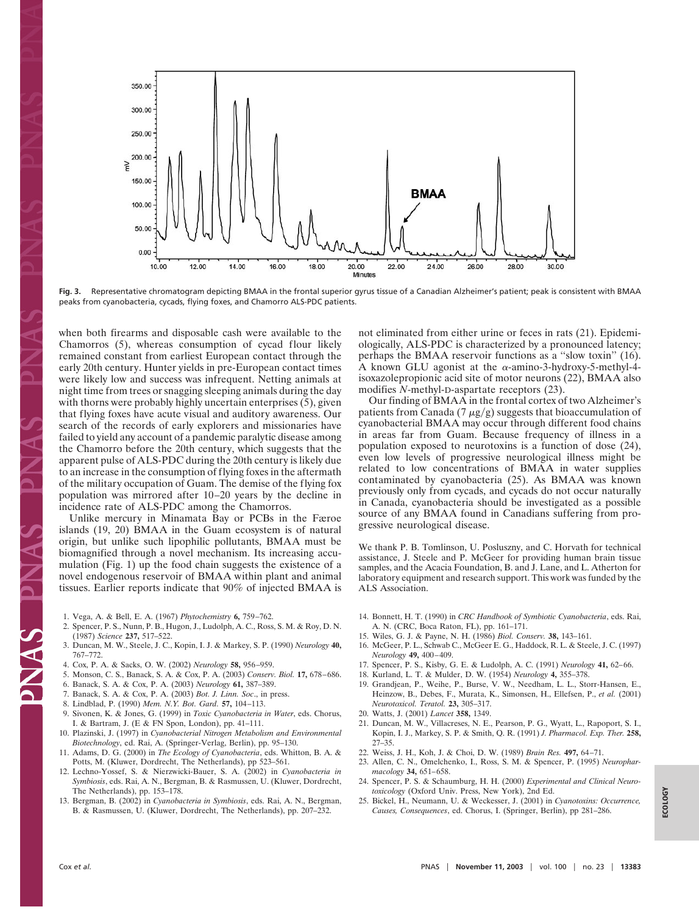350.00
300.00
250.00
200.00
150.00
100.00
50.00
0.00
mV
10.00
12.00
14.00
16.00
18.00
20.00
22.00
24.00
26.00
28.00
30.00
Minutes
BMAA

**Fig. 3.** Representative chromatogram depicting BMAA in the frontal superior gyrus tissue of a Canadian Alzheimer's patient; peak is consistent with BMAA peaks from cyanobacteria, cycads, flying foxes, and Chamorro ALS-PDC patients.

when both firearms and disposable cash were available to the Chamorros (5), whereas consumption of cycad flour likely remained constant from earliest European contact through the early 20th century. Hunter yields in pre-European contact times were likely low and success was infrequent. Netting animals at night time from trees or snagging sleeping animals during the day with thorns were probably highly uncertain enterprises (5), given that flying foxes have acute visual and auditory awareness. Our search of the records of early explorers and missionaries have failed to yield any account of a pandemic paralytic disease among the Chamorro before the 20th century, which suggests that the apparent pulse of ALS-PDC during the 20th century is likely due to an increase in the consumption of flying foxes in the aftermath of the military occupation of Guam. The demise of the flying fox population was mirrored after 10–20 years by the decline in incidence rate of ALS-PDC among the Chamorros.

Unlike mercury in Minamata Bay or PCBs in the Færoe islands (19, 20) BMAA in the Guam ecosystem is of natural origin, but unlike such lipophilic pollutants, BMAA must be biomagnified through a novel mechanism. Its increasing accumulation (Fig. 1) up the food chain suggests the existence of a novel endogenous reservoir of BMAA within plant and animal tissues. Earlier reports indicate that 90% of injected BMAA is not eliminated from either urine or feces in rats (21). Epidemiologically, ALS-PDC is characterized by a pronounced latency; perhaps the BMAA reservoir functions as a "slow toxin" (16). A known GLU agonist at the α-amino-3-hydroxy-5-methyl-4-isoxazolepropionic acid site of motor neurons (22), BMAA also modifies *N*-methyl-D-aspartate receptors (23).

Our finding of BMAA in the frontal cortex of two Alzheimer's patients from Canada (7 $\mu$g/g) suggests that bioaccumulation of cyanobacterial BMAA may occur through different food chains in areas far from Guam. Because frequency of illness in a population exposed to neurotoxins is a function of dose (24), even low levels of progressive neurological illness might be related to low concentrations of BMAA in water supplies contaminated by cyanobacteria (25). As BMAA was known previously only from cycads, and cycads do not occur naturally in Canada, cyanobacteria should be investigated as a possible source of any BMAA found in Canadians suffering from progressive neurological disease.

We thank P. B. Tomlinson, U. Posluszny, and C. Horvath for technical assistance, J. Steele and P. McGeer for providing human brain tissue samples, and the Acacia Foundation, B. and J. Lane, and L. Atherton for laboratory equipment and research support. This work was funded by the ALS Association.

1. Vega, A. & Bell, E. A. (1967) *Phytochemistry* **6,** 759–762.
2. Spencer, P. S., Nunn, P. B., Hugon, J., Ludolph, A. C., Ross, S. M. & Roy, D. N. (1987) *Science* **237,** 517–522.
3. Duncan, M. W., Steele, J. C., Kopin, I. J. & Markey, S. P. (1990) *Neurology* **40,** 767–772.
4. Cox, P. A. & Sacks, O. W. (2002) *Neurology* **58,** 956–959.
5. Monson, C. S., Banack, S. A. & Cox, P. A. (2003) *Conserv. Biol.* **17,** 678–686.
6. Banack, S. A. & Cox, P. A. (2003) *Neurology* **61,** 387–389.
7. Banack, S. A. & Cox, P. A. (2003) *Bot. J. Linn. Soc.*, in press.
8. Lindblad, P. (1990) *Mem. N.Y. Bot. Gard.* **57,** 104–113.
9. Sivonen, K. & Jones, G. (1999) in *Toxic Cyanobacteria in Water*, eds. Chorus, I. & Bartram, J. (E & FN Spon, London), pp. 41–111.
10. Plazinski, J. (1997) in *Cyanobacterial Nitrogen Metabolism and Environmental Biotechnology*, ed. Rai, A. (Springer-Verlag, Berlin), pp. 95–130.
11. Adams, D. G. (2000) in *The Ecology of Cyanobacteria*, eds. Whitton, B. A. & Potts, M. (Kluwer, Dordrecht, The Netherlands), pp 523–561.
12. Lechno-Yossef, S. & Nierzwicki-Bauer, S. A. (2002) in *Cyanobacteria in Symbiosis*, eds. Rai, A. N., Bergman, B. & Rasmussen, U. (Kluwer, Dordrecht, The Netherlands), pp. 153–178.
13. Bergman, B. (2002) in *Cyanobacteria in Symbiosis*, eds. Rai, A. N., Bergman, B. & Rasmussen, U. (Kluwer, Dordrecht, The Netherlands), pp. 207–232.
14. Bonnett, H. T. (1990) in *CRC Handbook of Symbiotic Cyanobacteria*, eds. Rai, A. N. (CRC, Boca Raton, FL), pp. 161–171.
15. Wiles, G. J. & Payne, N. H. (1986) *Biol. Conserv.* **38,** 143–161.
16. McGeer, P. L., Schwab C., McGeer E. G., Haddock, R. L. & Steele, J. C. (1997) *Neurology* **49,** 400–409.
17. Spencer, P. S., Kisby, G. E. & Ludolph, A. C. (1991) *Neurology* **41,** 62–66.
18. Kurland, L. T. & Mulder, D. W. (1954) *Neurology* **4,** 355–378.
19. Grandjean, P., Weihe, P., Burse, V. W., Needham, L. L., Storr-Hansen, E., Heinzow, B., Debes, F., Murata, K., Simonsen, H., Ellefsen, P., *et al.* (2001) *Neurotoxicol. Teratol.* **23,** 305–317.
20. Watts, J. (2001) *Lancet* **358,** 1349.
21. Duncan, M. W., Villacreses, N. E., Pearson, P. G., Wyatt, L., Rapoport, S. I., Kopin, I. J., Markey, S. P. & Smith, Q. R. (1991) *J. Pharmacol. Exp. Ther.* **258,** 27–35.
22. Weiss, J. H., Koh, J. & Choi, D. W. (1989) *Brain Res.* **497,** 64–71.
23. Allen, C. N., Omelchenko, I., Ross, S. M. & Spencer, P. (1995) *Neuropharmacology* **34,** 651–658.
24. Spencer, P. S. & Schaumburg, H. H. (2000) *Experimental and Clinical Neurotoxicology* (Oxford Univ. Press, New York), 2nd Ed.
25. Bickel, H., Neumann, U. & Weckesser, J. (2001) in *Cyanotoxins: Occurrence, Causes, Consequences*, ed. Chorus, I. (Springer, Berlin), pp 281–286.